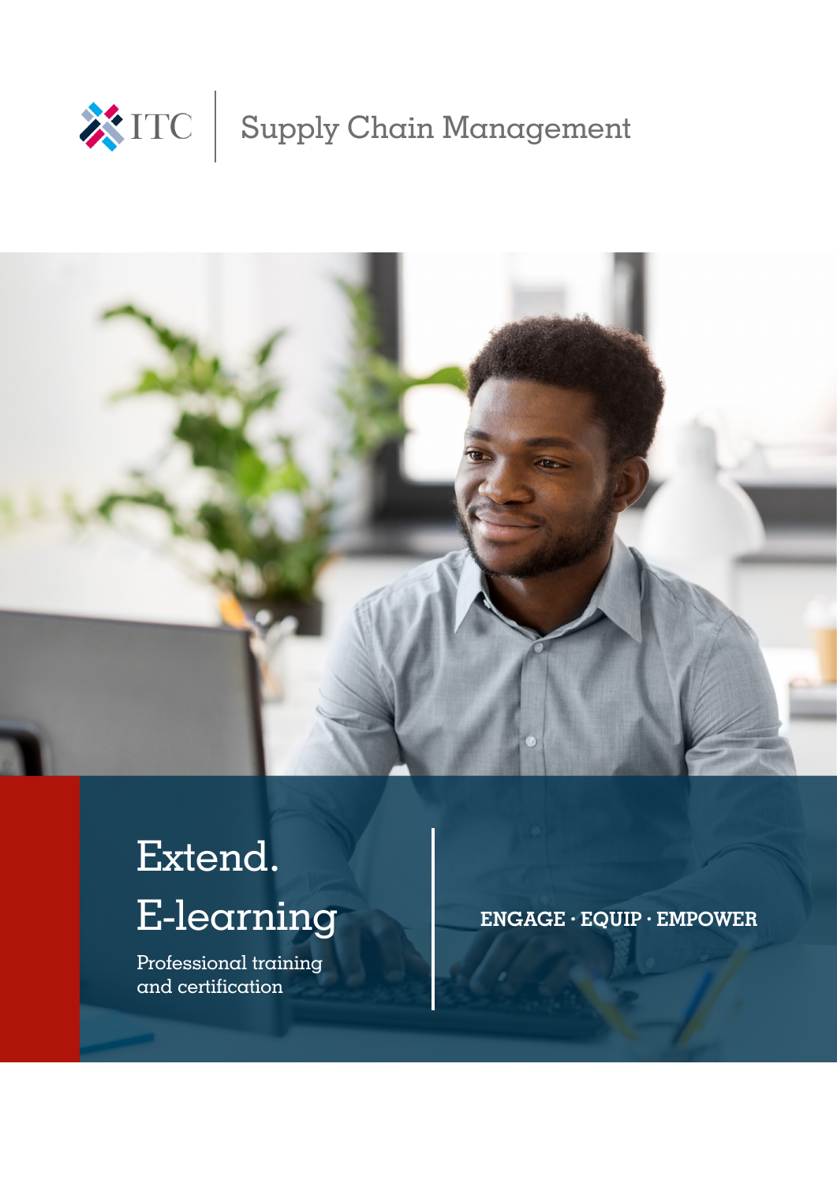ITC | Supply Chain Management

# Extend. E-learning

Professional training and certification

ENGAGE · EQUIP · EMPOWER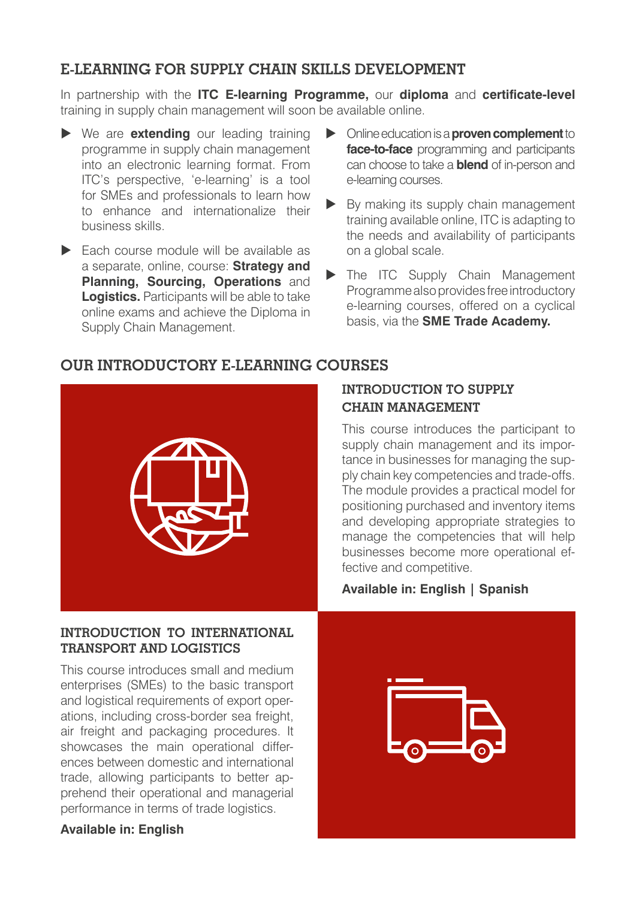## E-LEARNING FOR SUPPLY CHAIN SKILLS DEVELOPMENT

In partnership with the **ITC E-learning Programme,** our **diploma** and **certificate-level** training in supply chain management will soon be available online.

- We are **extending** our leading training programme in supply chain management into an electronic learning format. From ITC's perspective, 'e-learning' is a tool for SMEs and professionals to learn how to enhance and internationalize their business skills.
- Each course module will be available as a separate, online, course: **Strategy and Planning, Sourcing, Operations** and **Logistics.** Participants will be able to take online exams and achieve the Diploma in Supply Chain Management.
- Online education is a **proven complement** to **face-to-face** programming and participants can choose to take a **blend** of in-person and e-learning courses.
- By making its supply chain management training available online, ITC is adapting to the needs and availability of participants on a global scale.
- The ITC Supply Chain Management Programme also provides free introductory e-learning courses, offered on a cyclical basis, via the **SME Trade Academy.**

## OUR INTRODUCTORY E-LEARNING COURSES

### INTRODUCTION TO SUPPLY CHAIN MANAGEMENT

This course introduces the participant to supply chain management and its importance in businesses for managing the supply chain key competencies and trade-offs. The module provides a practical model for positioning purchased and inventory items and developing appropriate strategies to manage the competencies that will help businesses become more operational effective and competitive.

**Available in: English | Spanish**

### INTRODUCTION TO INTERNATIONAL TRANSPORT AND LOGISTICS

This course introduces small and medium enterprises (SMEs) to the basic transport and logistical requirements of export operations, including cross-border sea freight, air freight and packaging procedures. It showcases the main operational differences between domestic and international trade, allowing participants to better apprehend their operational and managerial performance in terms of trade logistics.

**Available in: English**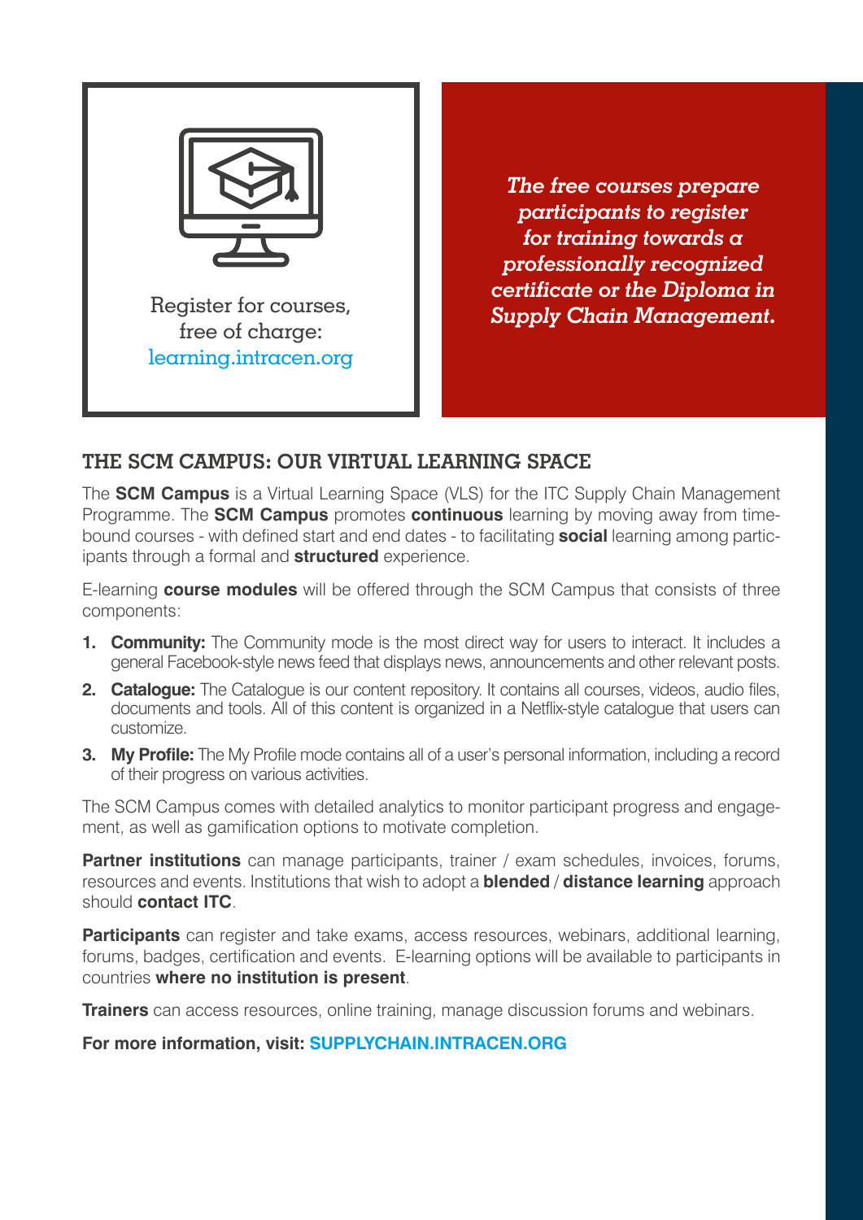Register for courses, free of charge: learning.intracen.org

***The free courses prepare participants to register for training towards a professionally recognized certificate or the Diploma in Supply Chain Management.***

## THE SCM CAMPUS: OUR VIRTUAL LEARNING SPACE

The **SCM Campus** is a Virtual Learning Space (VLS) for the ITC Supply Chain Management Programme. The **SCM Campus** promotes **continuous** learning by moving away from time-bound courses - with defined start and end dates - to facilitating **social** learning among participants through a formal and **structured** experience.

E-learning **course modules** will be offered through the SCM Campus that consists of three components:

1. **Community:** The Community mode is the most direct way for users to interact. It includes a general Facebook-style news feed that displays news, announcements and other relevant posts.
2. **Catalogue:** The Catalogue is our content repository. It contains all courses, videos, audio files, documents and tools. All of this content is organized in a Netflix-style catalogue that users can customize.
3. **My Profile:** The My Profile mode contains all of a user's personal information, including a record of their progress on various activities.

The SCM Campus comes with detailed analytics to monitor participant progress and engagement, as well as gamification options to motivate completion.

**Partner institutions** can manage participants, trainer / exam schedules, invoices, forums, resources and events. Institutions that wish to adopt a **blended** / **distance learning** approach should **contact ITC**.

**Participants** can register and take exams, access resources, webinars, additional learning, forums, badges, certification and events. E-learning options will be available to participants in countries **where no institution is present**.

**Trainers** can access resources, online training, manage discussion forums and webinars.

**For more information, visit: SUPPLYCHAIN.INTRACEN.ORG**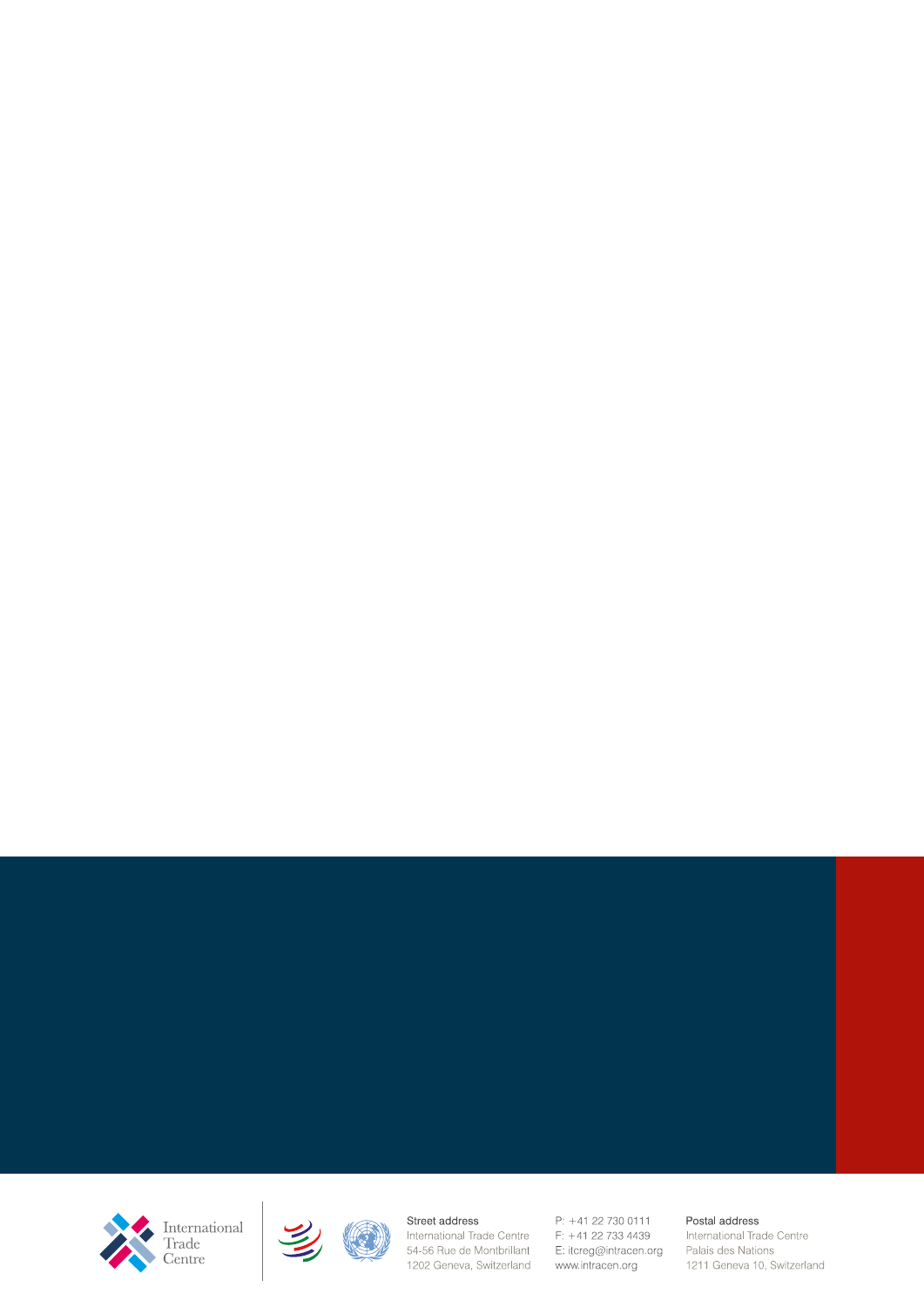International Trade Centre

Street address
International Trade Centre
54-56 Rue de Montbrillant
1202 Geneva, Switzerland

P: +41 22 730 0111
F: +41 22 733 4439
E: itcreg@intracen.org
www.intracen.org

Postal address
International Trade Centre
Palais des Nations
1211 Geneva 10, Switzerland